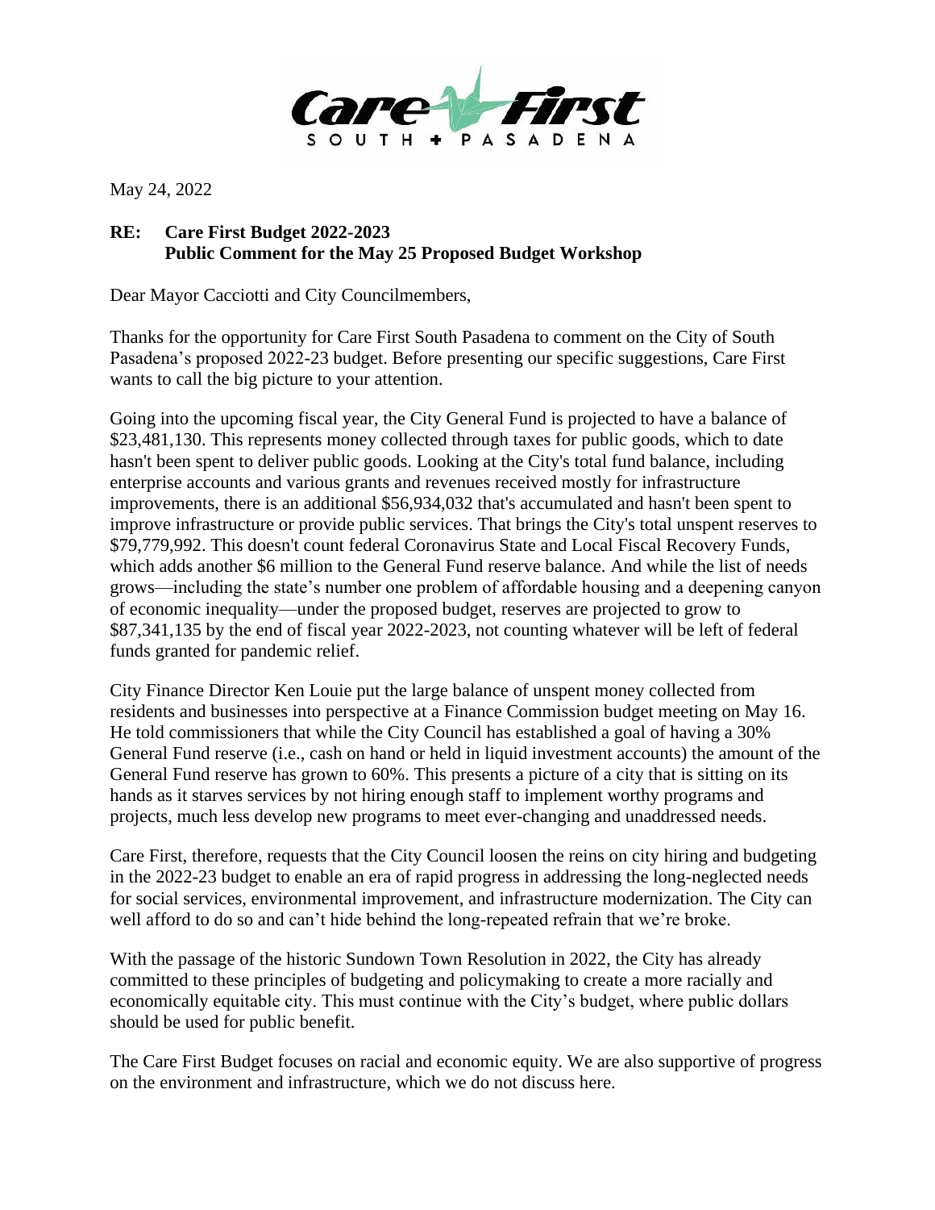Care First
SOUTH + PASADENA

May 24, 2022

**RE: Care First Budget 2022-2023**
**Public Comment for the May 25 Proposed Budget Workshop**

Dear Mayor Cacciotti and City Councilmembers,

Thanks for the opportunity for Care First South Pasadena to comment on the City of South Pasadena's proposed 2022-23 budget. Before presenting our specific suggestions, Care First wants to call the big picture to your attention.

Going into the upcoming fiscal year, the City General Fund is projected to have a balance of $23,481,130. This represents money collected through taxes for public goods, which to date hasn't been spent to deliver public goods. Looking at the City's total fund balance, including enterprise accounts and various grants and revenues received mostly for infrastructure improvements, there is an additional $56,934,032 that's accumulated and hasn't been spent to improve infrastructure or provide public services. That brings the City's total unspent reserves to $79,779,992. This doesn't count federal Coronavirus State and Local Fiscal Recovery Funds, which adds another $6 million to the General Fund reserve balance. And while the list of needs grows—including the state's number one problem of affordable housing and a deepening canyon of economic inequality—under the proposed budget, reserves are projected to grow to $87,341,135 by the end of fiscal year 2022-2023, not counting whatever will be left of federal funds granted for pandemic relief.

City Finance Director Ken Louie put the large balance of unspent money collected from residents and businesses into perspective at a Finance Commission budget meeting on May 16. He told commissioners that while the City Council has established a goal of having a 30% General Fund reserve (i.e., cash on hand or held in liquid investment accounts) the amount of the General Fund reserve has grown to 60%. This presents a picture of a city that is sitting on its hands as it starves services by not hiring enough staff to implement worthy programs and projects, much less develop new programs to meet ever-changing and unaddressed needs.

Care First, therefore, requests that the City Council loosen the reins on city hiring and budgeting in the 2022-23 budget to enable an era of rapid progress in addressing the long-neglected needs for social services, environmental improvement, and infrastructure modernization. The City can well afford to do so and can't hide behind the long-repeated refrain that we're broke.

With the passage of the historic Sundown Town Resolution in 2022, the City has already committed to these principles of budgeting and policymaking to create a more racially and economically equitable city. This must continue with the City's budget, where public dollars should be used for public benefit.

The Care First Budget focuses on racial and economic equity. We are also supportive of progress on the environment and infrastructure, which we do not discuss here.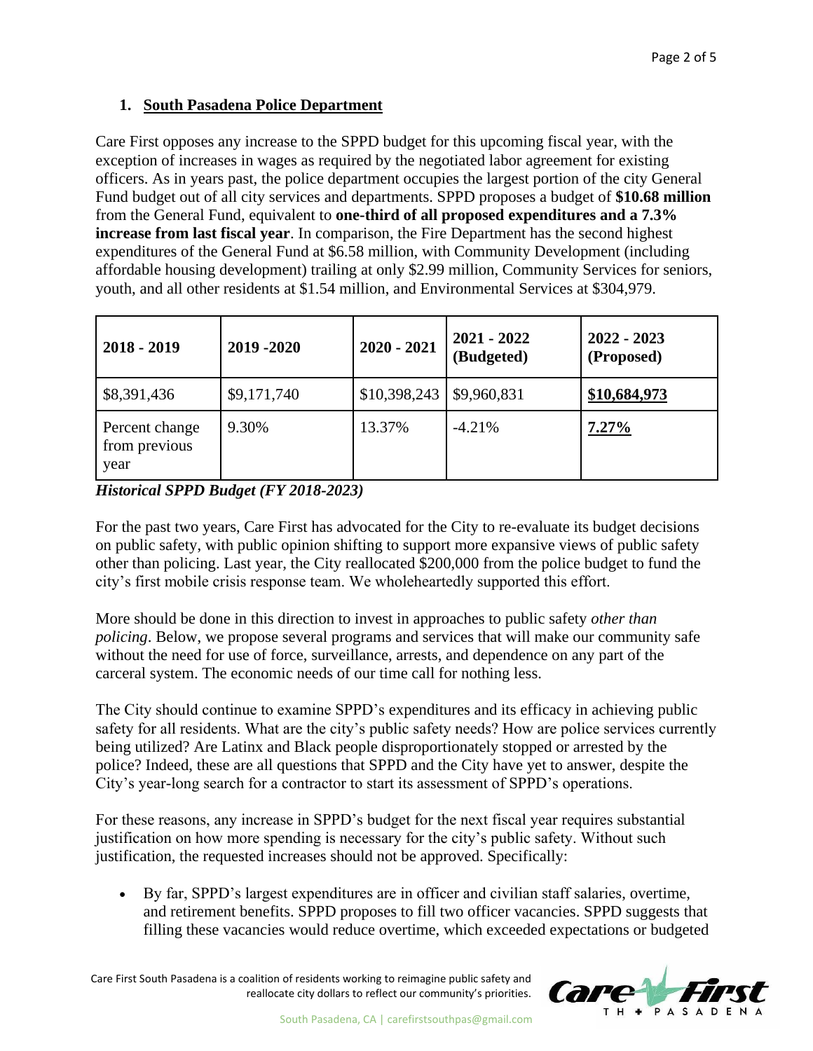## 1. South Pasadena Police Department

Care First opposes any increase to the SPPD budget for this upcoming fiscal year, with the exception of increases in wages as required by the negotiated labor agreement for existing officers. As in years past, the police department occupies the largest portion of the city General Fund budget out of all city services and departments. SPPD proposes a budget of **$10.68 million** from the General Fund, equivalent to **one-third of all proposed expenditures and a 7.3% increase from last fiscal year**. In comparison, the Fire Department has the second highest expenditures of the General Fund at $6.58 million, with Community Development (including affordable housing development) trailing at only $2.99 million, Community Services for seniors, youth, and all other residents at $1.54 million, and Environmental Services at $304,979.

| 2018 - 2019 | 2019 -2020 | 2020 - 2021 | 2021 - 2022 (Budgeted) | 2022 - 2023 (Proposed) |
|---|---|---|---|---|
| $8,391,436 | $9,171,740 | $10,398,243 | $9,960,831 | **$10,684,973** |
| Percent change from previous year | 9.30% | 13.37% | -4.21% | **7.27%** |

***Historical SPPD Budget (FY 2018-2023)***

For the past two years, Care First has advocated for the City to re-evaluate its budget decisions on public safety, with public opinion shifting to support more expansive views of public safety other than policing. Last year, the City reallocated $200,000 from the police budget to fund the city's first mobile crisis response team. We wholeheartedly supported this effort.

More should be done in this direction to invest in approaches to public safety *other than policing*. Below, we propose several programs and services that will make our community safe without the need for use of force, surveillance, arrests, and dependence on any part of the carceral system. The economic needs of our time call for nothing less.

The City should continue to examine SPPD's expenditures and its efficacy in achieving public safety for all residents. What are the city's public safety needs? How are police services currently being utilized? Are Latinx and Black people disproportionately stopped or arrested by the police? Indeed, these are all questions that SPPD and the City have yet to answer, despite the City's year-long search for a contractor to start its assessment of SPPD's operations.

For these reasons, any increase in SPPD's budget for the next fiscal year requires substantial justification on how more spending is necessary for the city's public safety. Without such justification, the requested increases should not be approved. Specifically:

- By far, SPPD's largest expenditures are in officer and civilian staff salaries, overtime, and retirement benefits. SPPD proposes to fill two officer vacancies. SPPD suggests that filling these vacancies would reduce overtime, which exceeded expectations or budgeted

Care First South Pasadena is a coalition of residents working to reimagine public safety and reallocate city dollars to reflect our community's priorities.

South Pasadena, CA | carefirstsouthpas@gmail.com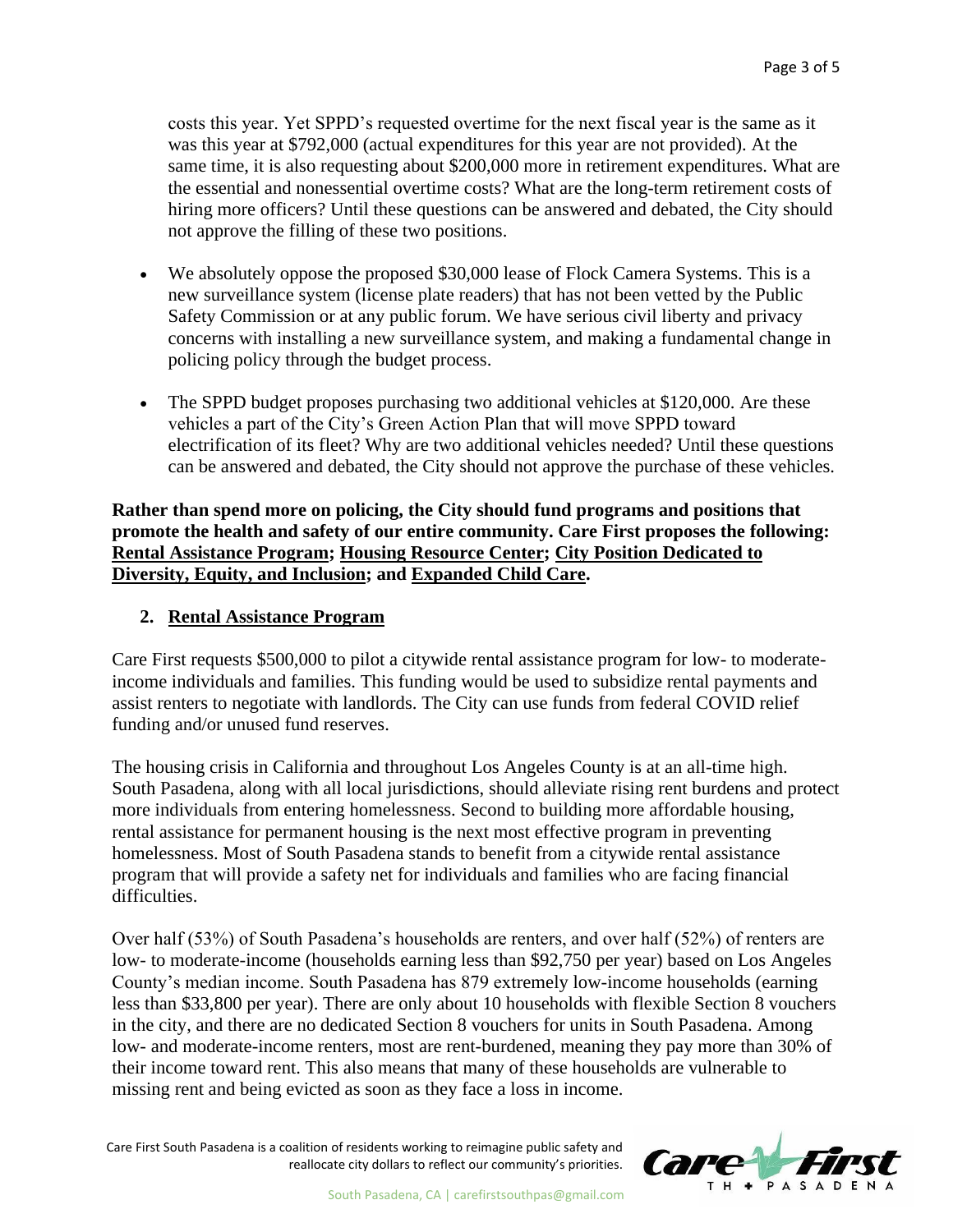costs this year. Yet SPPD's requested overtime for the next fiscal year is the same as it was this year at $792,000 (actual expenditures for this year are not provided). At the same time, it is also requesting about $200,000 more in retirement expenditures. What are the essential and nonessential overtime costs? What are the long-term retirement costs of hiring more officers? Until these questions can be answered and debated, the City should not approve the filling of these two positions.

- We absolutely oppose the proposed $30,000 lease of Flock Camera Systems. This is a new surveillance system (license plate readers) that has not been vetted by the Public Safety Commission or at any public forum. We have serious civil liberty and privacy concerns with installing a new surveillance system, and making a fundamental change in policing policy through the budget process.
- The SPPD budget proposes purchasing two additional vehicles at $120,000. Are these vehicles a part of the City's Green Action Plan that will move SPPD toward electrification of its fleet? Why are two additional vehicles needed? Until these questions can be answered and debated, the City should not approve the purchase of these vehicles.

**Rather than spend more on policing, the City should fund programs and positions that promote the health and safety of our entire community. Care First proposes the following: <u>Rental Assistance Program</u>; <u>Housing Resource Center</u>; <u>City Position Dedicated to Diversity, Equity, and Inclusion</u>; and <u>Expanded Child Care</u>.**

## 2. Rental Assistance Program

Care First requests $500,000 to pilot a citywide rental assistance program for low- to moderate-income individuals and families. This funding would be used to subsidize rental payments and assist renters to negotiate with landlords. The City can use funds from federal COVID relief funding and/or unused fund reserves.

The housing crisis in California and throughout Los Angeles County is at an all-time high. South Pasadena, along with all local jurisdictions, should alleviate rising rent burdens and protect more individuals from entering homelessness. Second to building more affordable housing, rental assistance for permanent housing is the next most effective program in preventing homelessness. Most of South Pasadena stands to benefit from a citywide rental assistance program that will provide a safety net for individuals and families who are facing financial difficulties.

Over half (53%) of South Pasadena's households are renters, and over half (52%) of renters are low- to moderate-income (households earning less than $92,750 per year) based on Los Angeles County's median income. South Pasadena has 879 extremely low-income households (earning less than $33,800 per year). There are only about 10 households with flexible Section 8 vouchers in the city, and there are no dedicated Section 8 vouchers for units in South Pasadena. Among low- and moderate-income renters, most are rent-burdened, meaning they pay more than 30% of their income toward rent. This also means that many of these households are vulnerable to missing rent and being evicted as soon as they face a loss in income.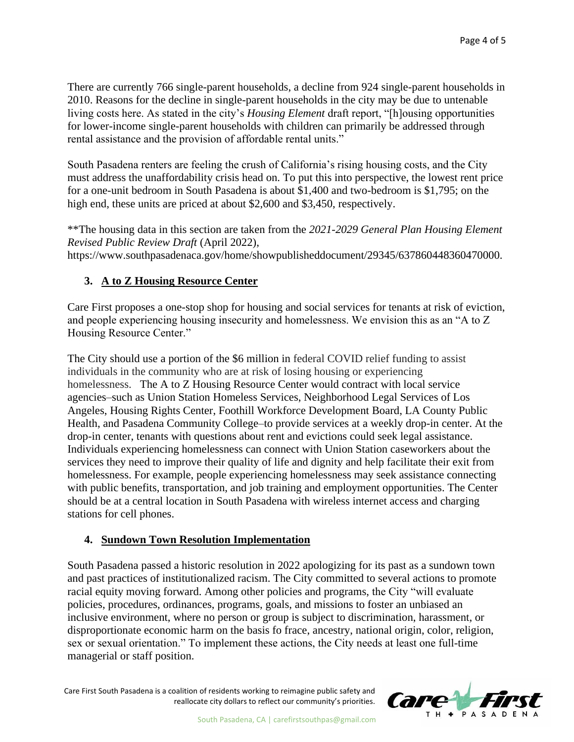There are currently 766 single-parent households, a decline from 924 single-parent households in 2010. Reasons for the decline in single-parent households in the city may be due to untenable living costs here. As stated in the city's *Housing Element* draft report, "[h]ousing opportunities for lower-income single-parent households with children can primarily be addressed through rental assistance and the provision of affordable rental units."

South Pasadena renters are feeling the crush of California's rising housing costs, and the City must address the unaffordability crisis head on. To put this into perspective, the lowest rent price for a one-unit bedroom in South Pasadena is about $1,400 and two-bedroom is $1,795; on the high end, these units are priced at about $2,600 and $3,450, respectively.

**The housing data in this section are taken from the *2021-2029 General Plan Housing Element Revised Public Review Draft* (April 2022), https://www.southpasadenaca.gov/home/showpublisheddocument/29345/637860448360470000.

### 3. A to Z Housing Resource Center

Care First proposes a one-stop shop for housing and social services for tenants at risk of eviction, and people experiencing housing insecurity and homelessness. We envision this as an "A to Z Housing Resource Center."

The City should use a portion of the $6 million in federal COVID relief funding to assist individuals in the community who are at risk of losing housing or experiencing homelessness. The A to Z Housing Resource Center would contract with local service agencies–such as Union Station Homeless Services, Neighborhood Legal Services of Los Angeles, Housing Rights Center, Foothill Workforce Development Board, LA County Public Health, and Pasadena Community College–to provide services at a weekly drop-in center. At the drop-in center, tenants with questions about rent and evictions could seek legal assistance. Individuals experiencing homelessness can connect with Union Station caseworkers about the services they need to improve their quality of life and dignity and help facilitate their exit from homelessness. For example, people experiencing homelessness may seek assistance connecting with public benefits, transportation, and job training and employment opportunities. The Center should be at a central location in South Pasadena with wireless internet access and charging stations for cell phones.

### 4. Sundown Town Resolution Implementation

South Pasadena passed a historic resolution in 2022 apologizing for its past as a sundown town and past practices of institutionalized racism. The City committed to several actions to promote racial equity moving forward. Among other policies and programs, the City "will evaluate policies, procedures, ordinances, programs, goals, and missions to foster an unbiased an inclusive environment, where no person or group is subject to discrimination, harassment, or disproportionate economic harm on the basis fo frace, ancestry, national origin, color, religion, sex or sexual orientation." To implement these actions, the City needs at least one full-time managerial or staff position.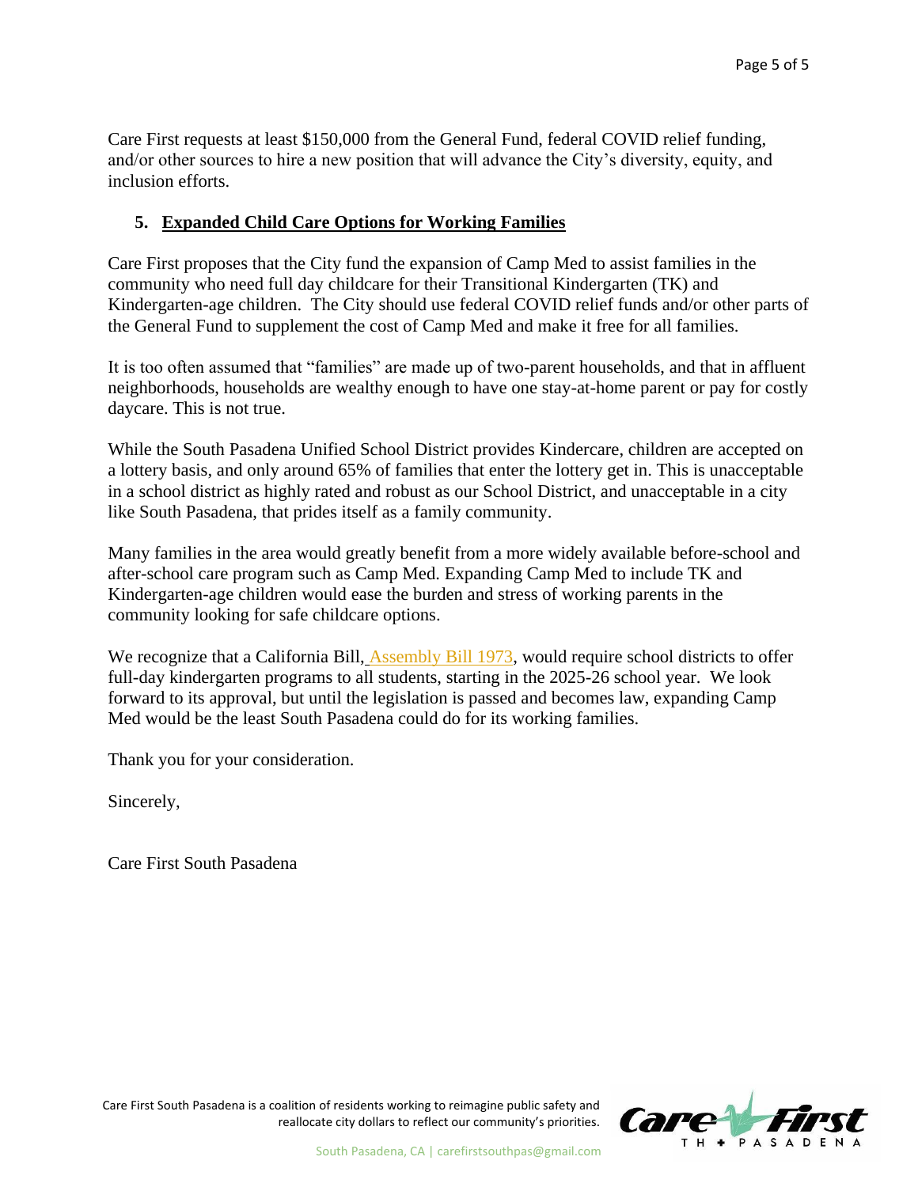Care First requests at least $150,000 from the General Fund, federal COVID relief funding, and/or other sources to hire a new position that will advance the City's diversity, equity, and inclusion efforts.

## 5. **Expanded Child Care Options for Working Families**

Care First proposes that the City fund the expansion of Camp Med to assist families in the community who need full day childcare for their Transitional Kindergarten (TK) and Kindergarten-age children. The City should use federal COVID relief funds and/or other parts of the General Fund to supplement the cost of Camp Med and make it free for all families.

It is too often assumed that "families" are made up of two-parent households, and that in affluent neighborhoods, households are wealthy enough to have one stay-at-home parent or pay for costly daycare. This is not true.

While the South Pasadena Unified School District provides Kindercare, children are accepted on a lottery basis, and only around 65% of families that enter the lottery get in. This is unacceptable in a school district as highly rated and robust as our School District, and unacceptable in a city like South Pasadena, that prides itself as a family community.

Many families in the area would greatly benefit from a more widely available before-school and after-school care program such as Camp Med. Expanding Camp Med to include TK and Kindergarten-age children would ease the burden and stress of working parents in the community looking for safe childcare options.

We recognize that a California Bill, Assembly Bill 1973, would require school districts to offer full-day kindergarten programs to all students, starting in the 2025-26 school year. We look forward to its approval, but until the legislation is passed and becomes law, expanding Camp Med would be the least South Pasadena could do for its working families.

Thank you for your consideration.

Sincerely,

Care First South Pasadena

Care First South Pasadena is a coalition of residents working to reimagine public safety and reallocate city dollars to reflect our community's priorities.

South Pasadena, CA | carefirstsouthpas@gmail.com